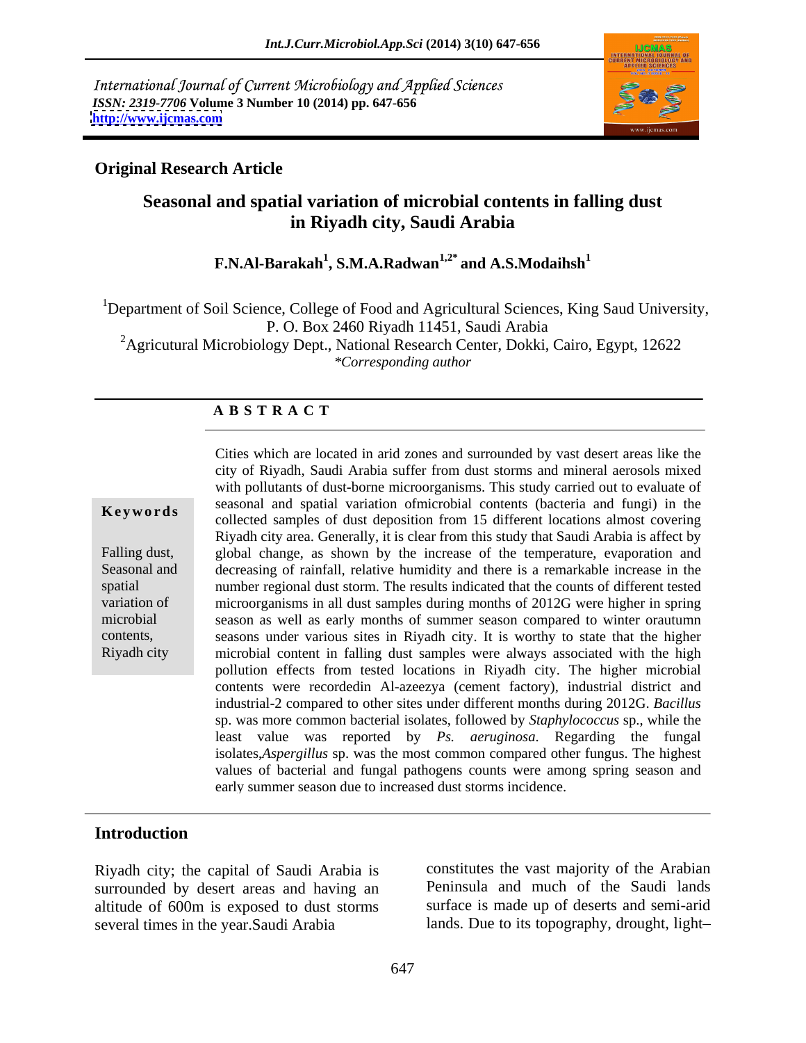International Journal of Current Microbiology and Applied Sciences
*ISSN: 2319-7706* **Volume 3 Number 10 (2014) pp. 647-656**
**http://www.ijcmas.com**

**Original Research Article**

# Seasonal and spatial variation of microbial contents in falling dust in Riyadh city, Saudi Arabia

**F.N.Al-Barakah[1], S.M.A.Radwan[1,2*] and A.S.Modaihsh[1]**

[1]Department of Soil Science, College of Food and Agricultural Sciences, King Saud University, P. O. Box 2460 Riyadh 11451, Saudi Arabia
[2]Agricutural Microbiology Dept., National Research Center, Dokki, Cairo, Egypt, 12622
*\*Corresponding author*

## A B S T R A C T

**Keywords**

Falling dust, Seasonal and spatial variation of microbial contents, Riyadh city

Cities which are located in arid zones and surrounded by vast desert areas like the city of Riyadh, Saudi Arabia suffer from dust storms and mineral aerosols mixed with pollutants of dust-borne microorganisms. This study carried out to evaluate of seasonal and spatial variation ofmicrobial contents (bacteria and fungi) in the collected samples of dust deposition from 15 different locations almost covering Riyadh city area. Generally, it is clear from this study that Saudi Arabia is affect by global change, as shown by the increase of the temperature, evaporation and decreasing of rainfall, relative humidity and there is a remarkable increase in the number regional dust storm. The results indicated that the counts of different tested microorganisms in all dust samples during months of 2012G were higher in spring season as well as early months of summer season compared to winter orautumn seasons under various sites in Riyadh city. It is worthy to state that the higher microbial content in falling dust samples were always associated with the high pollution effects from tested locations in Riyadh city. The higher microbial contents were recordedin Al-azeezya (cement factory), industrial district and industrial-2 compared to other sites under different months during 2012G. *Bacillus* sp. was more common bacterial isolates, followed by *Staphylococcus* sp., while the least value was reported by *Ps. aeruginosa*. Regarding the fungal isolates,*Aspergillus* sp. was the most common compared other fungus. The highest values of bacterial and fungal pathogens counts were among spring season and early summer season due to increased dust storms incidence.

## Introduction

Riyadh city; the capital of Saudi Arabia is surrounded by desert areas and having an altitude of 600m is exposed to dust storms several times in the year.Saudi Arabia constitutes the vast majority of the Arabian Peninsula and much of the Saudi lands surface is made up of deserts and semi-arid lands. Due to its topography, drought, light–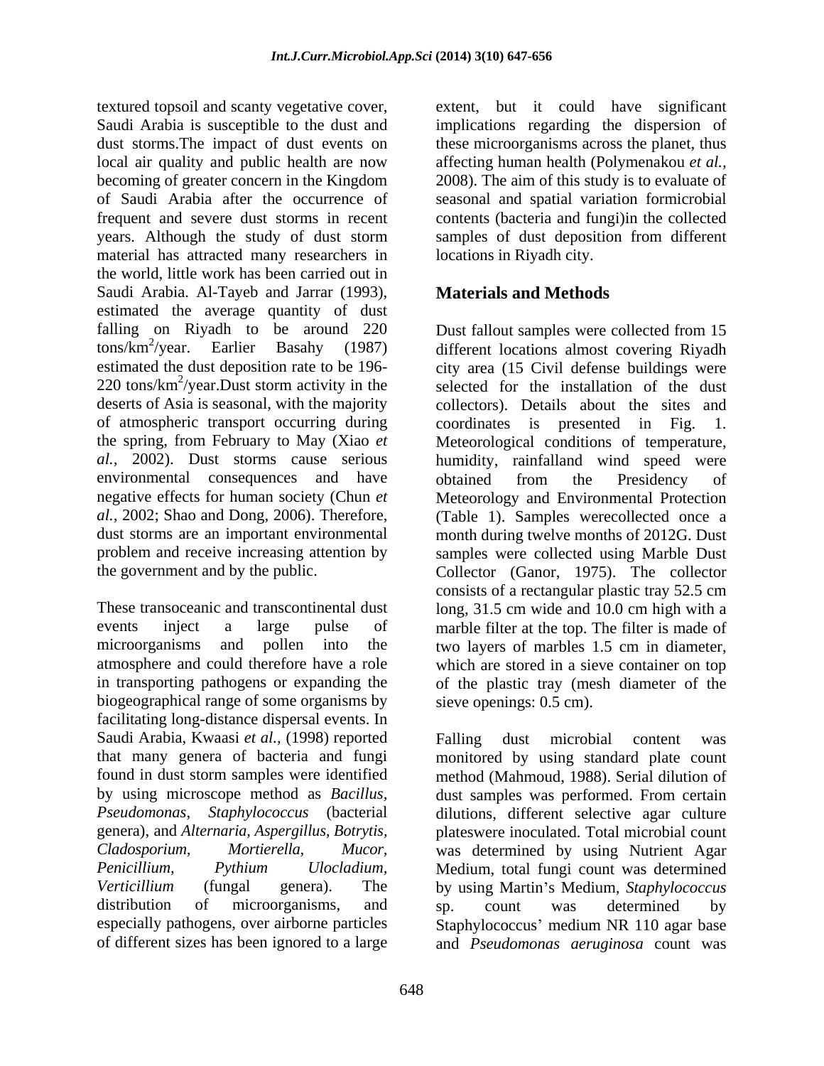textured topsoil and scanty vegetative cover, Saudi Arabia is susceptible to the dust and dust storms.The impact of dust events on local air quality and public health are now becoming of greater concern in the Kingdom of Saudi Arabia after the occurrence of frequent and severe dust storms in recent years. Although the study of dust storm material has attracted many researchers in the world, little work has been carried out in Saudi Arabia. Al-Tayeb and Jarrar (1993), estimated the average quantity of dust falling on Riyadh to be around 220 tons/km$^2$/year. Earlier Basahy (1987) estimated the dust deposition rate to be 196-220 tons/km$^2$/year.Dust storm activity in the deserts of Asia is seasonal, with the majority of atmospheric transport occurring during the spring, from February to May (Xiao *et al.,* 2002). Dust storms cause serious environmental consequences and have negative effects for human society (Chun *et al.,* 2002; Shao and Dong, 2006). Therefore, dust storms are an important environmental problem and receive increasing attention by the government and by the public.

These transoceanic and transcontinental dust events inject a large pulse of microorganisms and pollen into the atmosphere and could therefore have a role in transporting pathogens or expanding the biogeographical range of some organisms by facilitating long-distance dispersal events. In Saudi Arabia, Kwaasi *et al.,* (1998) reported that many genera of bacteria and fungi found in dust storm samples were identified by using microscope method as *Bacillus, Pseudomonas*, *Staphylococcus* (bacterial genera), and *Alternaria, Aspergillus, Botrytis, Cladosporium, Mortierella, Mucor, Penicillium, Pythium Ulocladium, Verticillium* (fungal genera). The distribution of microorganisms, and especially pathogens, over airborne particles of different sizes has been ignored to a large extent, but it could have significant implications regarding the dispersion of these microorganisms across the planet, thus affecting human health (Polymenakou *et al.,* 2008). The aim of this study is to evaluate of seasonal and spatial variation formicrobial contents (bacteria and fungi)in the collected samples of dust deposition from different locations in Riyadh city.

## Materials and Methods

Dust fallout samples were collected from 15 different locations almost covering Riyadh city area (15 Civil defense buildings were selected for the installation of the dust collectors). Details about the sites and coordinates is presented in Fig. 1. Meteorological conditions of temperature, humidity, rainfalland wind speed were obtained from the Presidency of Meteorology and Environmental Protection (Table 1). Samples werecollected once a month during twelve months of 2012G. Dust samples were collected using Marble Dust Collector (Ganor, 1975). The collector consists of a rectangular plastic tray 52.5 cm long, 31.5 cm wide and 10.0 cm high with a marble filter at the top. The filter is made of two layers of marbles 1.5 cm in diameter, which are stored in a sieve container on top of the plastic tray (mesh diameter of the sieve openings: 0.5 cm).

Falling dust microbial content was monitored by using standard plate count method (Mahmoud, 1988). Serial dilution of dust samples was performed. From certain dilutions, different selective agar culture plateswere inoculated. Total microbial count was determined by using Nutrient Agar Medium, total fungi count was determined by using Martin's Medium, *Staphylococcus* sp. count was determined by Staphylococcus' medium NR 110 agar base and *Pseudomonas aeruginosa* count was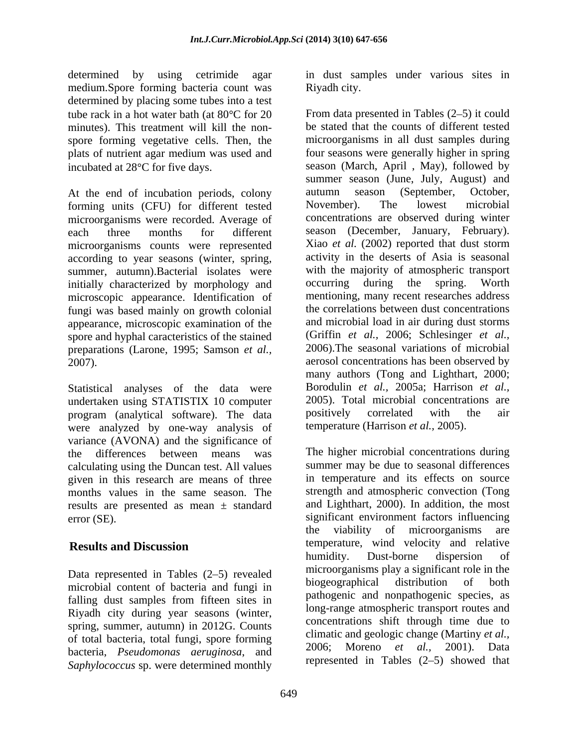determined by using cetrimide agar medium.Spore forming bacteria count was determined by placing some tubes into a test tube rack in a hot water bath (at 80°C for 20 minutes). This treatment will kill the non-spore forming vegetative cells. Then, the plats of nutrient agar medium was used and incubated at 28°C for five days.

At the end of incubation periods, colony forming units (CFU) for different tested microorganisms were recorded. Average of each three months for different microorganisms counts were represented according to year seasons (winter, spring, summer, autumn).Bacterial isolates were initially characterized by morphology and microscopic appearance. Identification of fungi was based mainly on growth colonial appearance, microscopic examination of the spore and hyphal caracteristics of the stained preparations (Larone, 1995; Samson *et al.*, 2007).

Statistical analyses of the data were undertaken using STATISTIX 10 computer program (analytical software). The data were analyzed by one-way analysis of variance (AVONA) and the significance of the differences between means was calculating using the Duncan test. All values given in this research are means of three months values in the same season. The results are presented as mean ± standard error (SE).

## Results and Discussion

Data represented in Tables (2–5) revealed microbial content of bacteria and fungi in falling dust samples from fifteen sites in Riyadh city during year seasons (winter, spring, summer, autumn) in 2012G. Counts of total bacteria, total fungi, spore forming bacteria, *Pseudomonas aeruginosa*, and *Saphylococcus* sp. were determined monthly in dust samples under various sites in Riyadh city.

From data presented in Tables (2–5) it could be stated that the counts of different tested microorganisms in all dust samples during four seasons were generally higher in spring season (March, April , May), followed by summer season (June, July, August) and autumn season (September, October, November). The lowest microbial concentrations are observed during winter season (December, January, February). Xiao *et al.* (2002) reported that dust storm activity in the deserts of Asia is seasonal with the majority of atmospheric transport occurring during the spring. Worth mentioning, many recent researches address the correlations between dust concentrations and microbial load in air during dust storms (Griffin *et al.,* 2006; Schlesinger *et al.,* 2006).The seasonal variations of microbial aerosol concentrations has been observed by many authors (Tong and Lighthart, 2000; Borodulin *et al.,* 2005a; Harrison *et al.,* 2005). Total microbial concentrations are positively correlated with the air temperature (Harrison *et al.,* 2005).

The higher microbial concentrations during summer may be due to seasonal differences in temperature and its effects on source strength and atmospheric convection (Tong and Lighthart, 2000). In addition, the most significant environment factors influencing the viability of microorganisms are temperature, wind velocity and relative humidity. Dust-borne dispersion of microorganisms play a significant role in the biogeographical distribution of both pathogenic and nonpathogenic species, as long-range atmospheric transport routes and concentrations shift through time due to climatic and geologic change (Martiny *et al.,* 2006; Moreno *et al.,* 2001). Data represented in Tables (2–5) showed that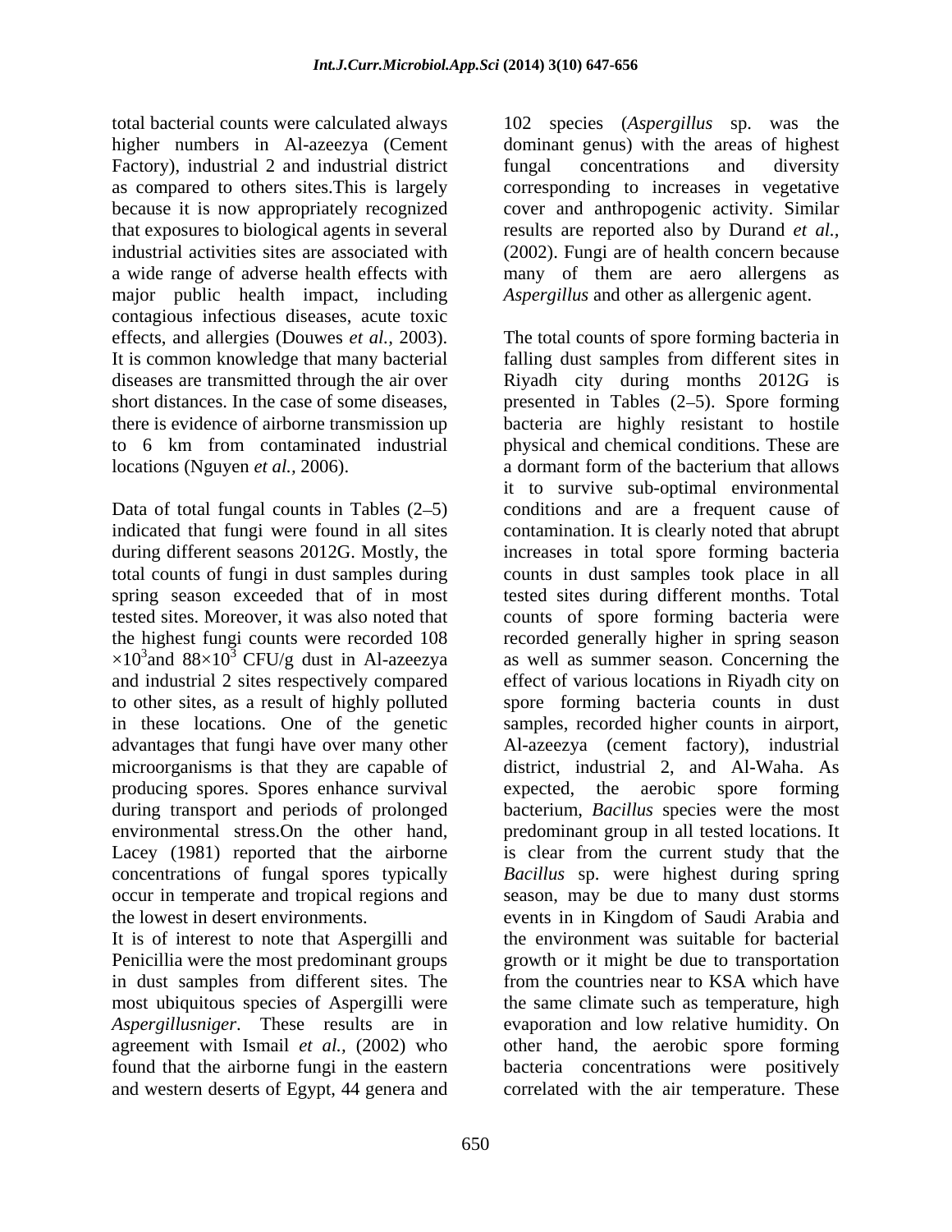total bacterial counts were calculated always higher numbers in Al-azeezya (Cement Factory), industrial 2 and industrial district as compared to others sites.This is largely because it is now appropriately recognized that exposures to biological agents in several industrial activities sites are associated with a wide range of adverse health effects with major public health impact, including contagious infectious diseases, acute toxic effects, and allergies (Douwes *et al.,* 2003). It is common knowledge that many bacterial diseases are transmitted through the air over short distances. In the case of some diseases, there is evidence of airborne transmission up to 6 km from contaminated industrial locations (Nguyen *et al.,* 2006).

Data of total fungal counts in Tables (2–5) indicated that fungi were found in all sites during different seasons 2012G. Mostly, the total counts of fungi in dust samples during spring season exceeded that of in most tested sites. Moreover, it was also noted that the highest fungi counts were recorded 108 $\times10^3$and $88\times10^3$ CFU/g dust in Al-azeezya and industrial 2 sites respectively compared to other sites, as a result of highly polluted in these locations. One of the genetic advantages that fungi have over many other microorganisms is that they are capable of producing spores. Spores enhance survival during transport and periods of prolonged environmental stress.On the other hand, Lacey (1981) reported that the airborne concentrations of fungal spores typically occur in temperate and tropical regions and the lowest in desert environments.

It is of interest to note that Aspergilli and Penicillia were the most predominant groups in dust samples from different sites. The most ubiquitous species of Aspergilli were *Aspergillusniger*. These results are in agreement with Ismail *et al.,* (2002) who found that the airborne fungi in the eastern and western deserts of Egypt, 44 genera and 102 species (*Aspergillus* sp. was the dominant genus) with the areas of highest fungal concentrations and diversity corresponding to increases in vegetative cover and anthropogenic activity. Similar results are reported also by Durand *et al.,* (2002). Fungi are of health concern because many of them are aero allergens as *Aspergillus* and other as allergenic agent.

The total counts of spore forming bacteria in falling dust samples from different sites in Riyadh city during months 2012G is presented in Tables (2–5). Spore forming bacteria are highly resistant to hostile physical and chemical conditions. These are a dormant form of the bacterium that allows it to survive sub-optimal environmental conditions and are a frequent cause of contamination. It is clearly noted that abrupt increases in total spore forming bacteria counts in dust samples took place in all tested sites during different months. Total counts of spore forming bacteria were recorded generally higher in spring season as well as summer season. Concerning the effect of various locations in Riyadh city on spore forming bacteria counts in dust samples, recorded higher counts in airport, Al-azeezya (cement factory), industrial district, industrial 2, and Al-Waha. As expected, the aerobic spore forming bacterium, *Bacillus* species were the most predominant group in all tested locations. It is clear from the current study that the *Bacillus* sp. were highest during spring season, may be due to many dust storms events in in Kingdom of Saudi Arabia and the environment was suitable for bacterial growth or it might be due to transportation from the countries near to KSA which have the same climate such as temperature, high evaporation and low relative humidity. On other hand, the aerobic spore forming bacteria concentrations were positively correlated with the air temperature. These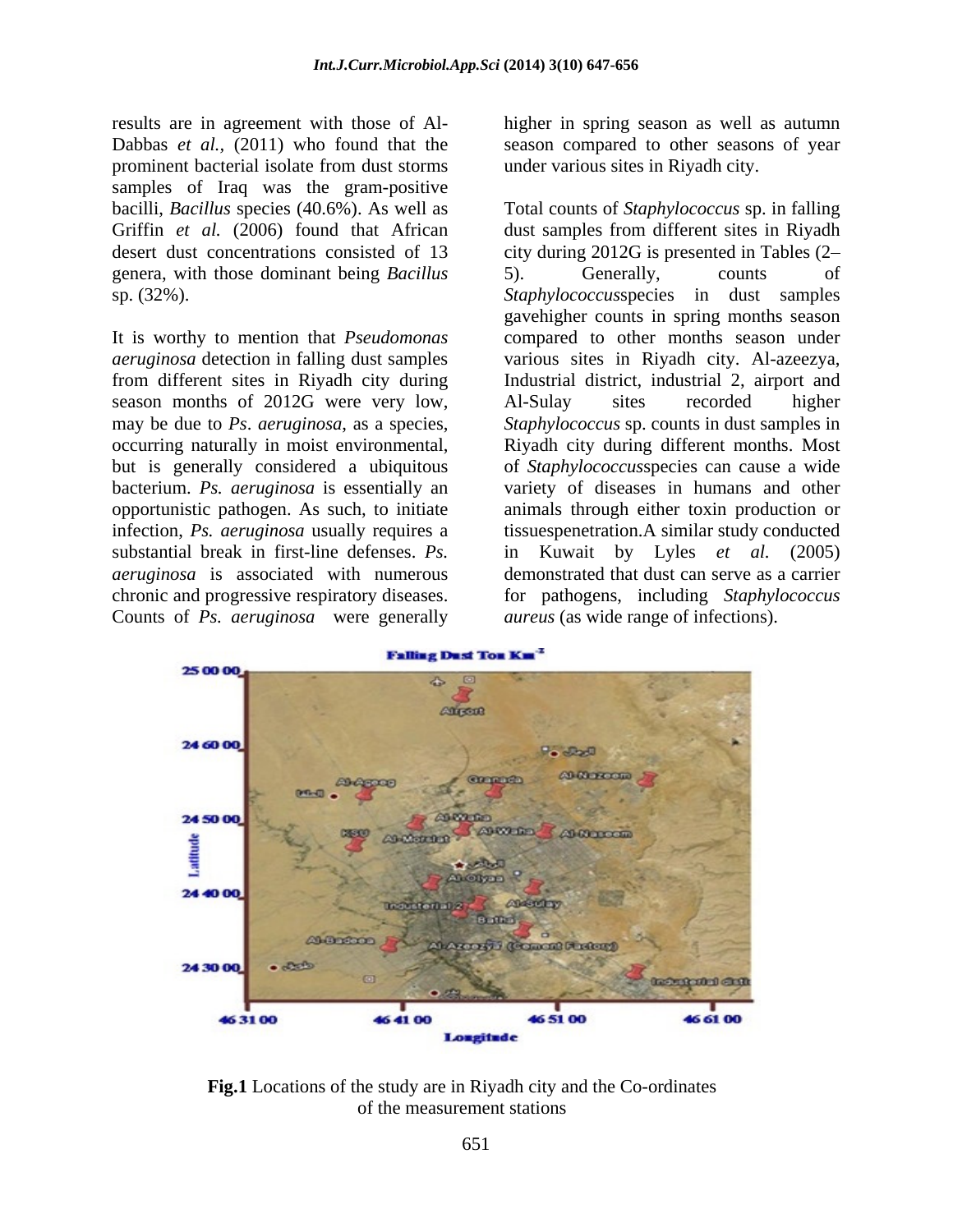results are in agreement with those of Al-Dabbas *et al.,* (2011) who found that the prominent bacterial isolate from dust storms samples of Iraq was the gram-positive bacilli, *Bacillus* species (40.6%). As well as Griffin *et al.* (2006) found that African desert dust concentrations consisted of 13 genera, with those dominant being *Bacillus* sp. (32%).

It is worthy to mention that *Pseudomonas aeruginosa* detection in falling dust samples from different sites in Riyadh city during season months of 2012G were very low, may be due to *Ps*. *aeruginosa*, as a species, occurring naturally in moist environmental, but is generally considered a ubiquitous bacterium. *Ps. aeruginosa* is essentially an opportunistic pathogen. As such, to initiate infection, *Ps. aeruginosa* usually requires a substantial break in first-line defenses. *Ps. aeruginosa* is associated with numerous chronic and progressive respiratory diseases. Counts of *Ps. aeruginosa* were generally higher in spring season as well as autumn season compared to other seasons of year under various sites in Riyadh city.

Total counts of *Staphylococcus* sp. in falling dust samples from different sites in Riyadh city during 2012G is presented in Tables (2–5). Generally, counts of *Staphylococcus*species in dust samples gavehigher counts in spring months season compared to other months season under various sites in Riyadh city. Al-azeezya, Industrial district, industrial 2, airport and Al-Sulay sites recorded higher *Staphylococcus* sp. counts in dust samples in Riyadh city during different months. Most of *Staphylococcus*species can cause a wide variety of diseases in humans and other animals through either toxin production or tissuespenetration.A similar study conducted in Kuwait by Lyles *et al.* (2005) demonstrated that dust can serve as a carrier for pathogens, including *Staphylococcus aureus* (as wide range of infections).

**Fig.1** Locations of the study are in Riyadh city and the Co-ordinates of the measurement stations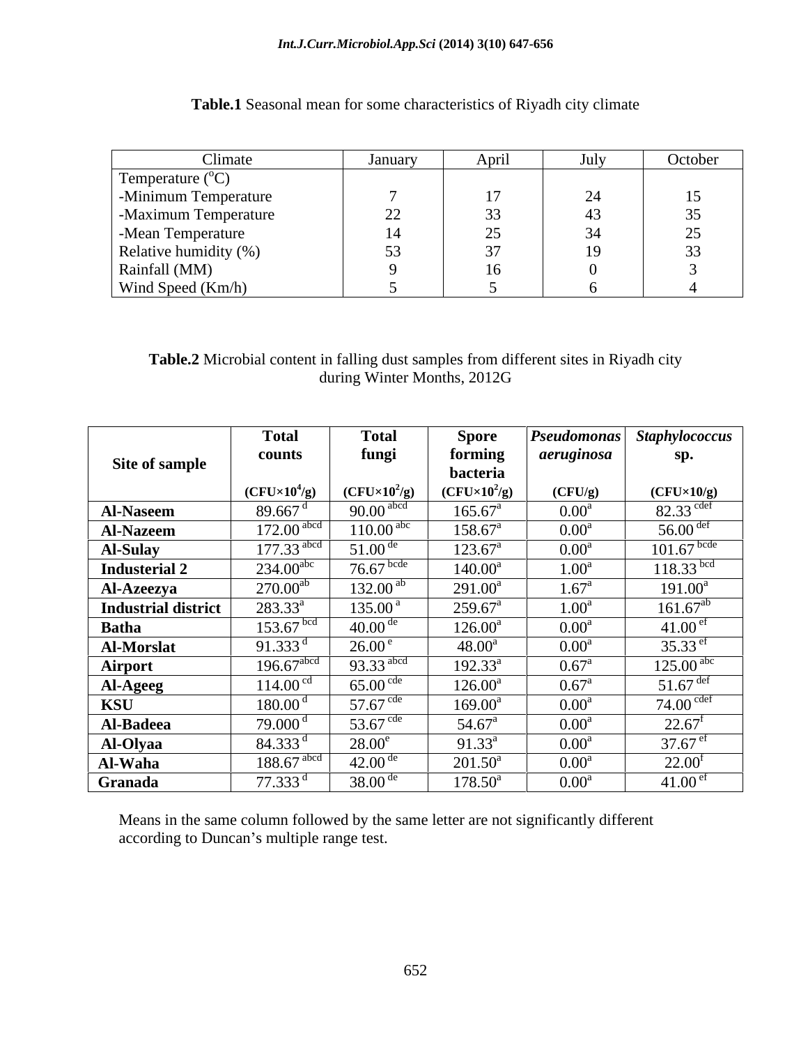**Table.1** Seasonal mean for some characteristics of Riyadh city climate

| Climate | January | April | July | October |
|---|---|---|---|---|
| Temperature ($^oC$) | | | | |
| -Minimum Temperature | 7 | 17 | 24 | 15 |
| -Maximum Temperature | 22 | 33 | 43 | 35 |
| -Mean Temperature | 14 | 25 | 34 | 25 |
| Relative humidity (%) | 53 | 37 | 19 | 33 |
| Rainfall (MM) | 9 | 16 | 0 | 3 |
| Wind Speed (Km/h) | 5 | 5 | 6 | 4 |

**Table.2** Microbial content in falling dust samples from different sites in Riyadh city during Winter Months, 2012G

| Site of sample | Total counts ($CFU\times10^4/g$) | Total fungi ($CFU\times10^2/g$) | Spore forming bacteria ($CFU\times10^2/g$) | *Pseudomonas aeruginosa* (CFU/g) | *Staphylococcus* sp. ($CFU\times10/g$) |
|---|---|---|---|---|---|
| **Al-Naseem** | $89.667^{d}$ | $90.00^{abcd}$ | $165.67^{a}$ | $0.00^{a}$ | $82.33^{cdef}$ |
| **Al-Nazeem** | $172.00^{abcd}$ | $110.00^{abc}$ | $158.67^{a}$ | $0.00^{a}$ | $56.00^{def}$ |
| **Al-Sulay** | $177.33^{abcd}$ | $51.00^{de}$ | $123.67^{a}$ | $0.00^{a}$ | $101.67^{bcde}$ |
| **Industerial 2** | $234.00^{abc}$ | $76.67^{bcde}$ | $140.00^{a}$ | $1.00^{a}$ | $118.33^{bcd}$ |
| **Al-Azeezya** | $270.00^{ab}$ | $132.00^{ab}$ | $291.00^{a}$ | $1.67^{a}$ | $191.00^{a}$ |
| **Industrial district** | $283.33^{a}$ | $135.00^{a}$ | $259.67^{a}$ | $1.00^{a}$ | $161.67^{ab}$ |
| **Batha** | $153.67^{bcd}$ | $40.00^{de}$ | $126.00^{a}$ | $0.00^{a}$ | $41.00^{ef}$ |
| **Al-Morslat** | $91.333^{d}$ | $26.00^{e}$ | $48.00^{a}$ | $0.00^{a}$ | $35.33^{ef}$ |
| **Airport** | $196.67^{abcd}$ | $93.33^{abcd}$ | $192.33^{a}$ | $0.67^{a}$ | $125.00^{abc}$ |
| **Al-Ageeg** | $114.00^{cd}$ | $65.00^{cde}$ | $126.00^{a}$ | $0.67^{a}$ | $51.67^{def}$ |
| **KSU** | $180.00^{d}$ | $57.67^{cde}$ | $169.00^{a}$ | $0.00^{a}$ | $74.00^{cdef}$ |
| **Al-Badeea** | $79.000^{d}$ | $53.67^{cde}$ | $54.67^{a}$ | $0.00^{a}$ | $22.67^{f}$ |
| **Al-Olyaa** | $84.333^{d}$ | $28.00^{e}$ | $91.33^{a}$ | $0.00^{a}$ | $37.67^{ef}$ |
| **Al-Waha** | $188.67^{abcd}$ | $42.00^{de}$ | $201.50^{a}$ | $0.00^{a}$ | $22.00^{f}$ |
| **Granada** | $77.333^{d}$ | $38.00^{de}$ | $178.50^{a}$ | $0.00^{a}$ | $41.00^{ef}$ |

Means in the same column followed by the same letter are not significantly different according to Duncan's multiple range test.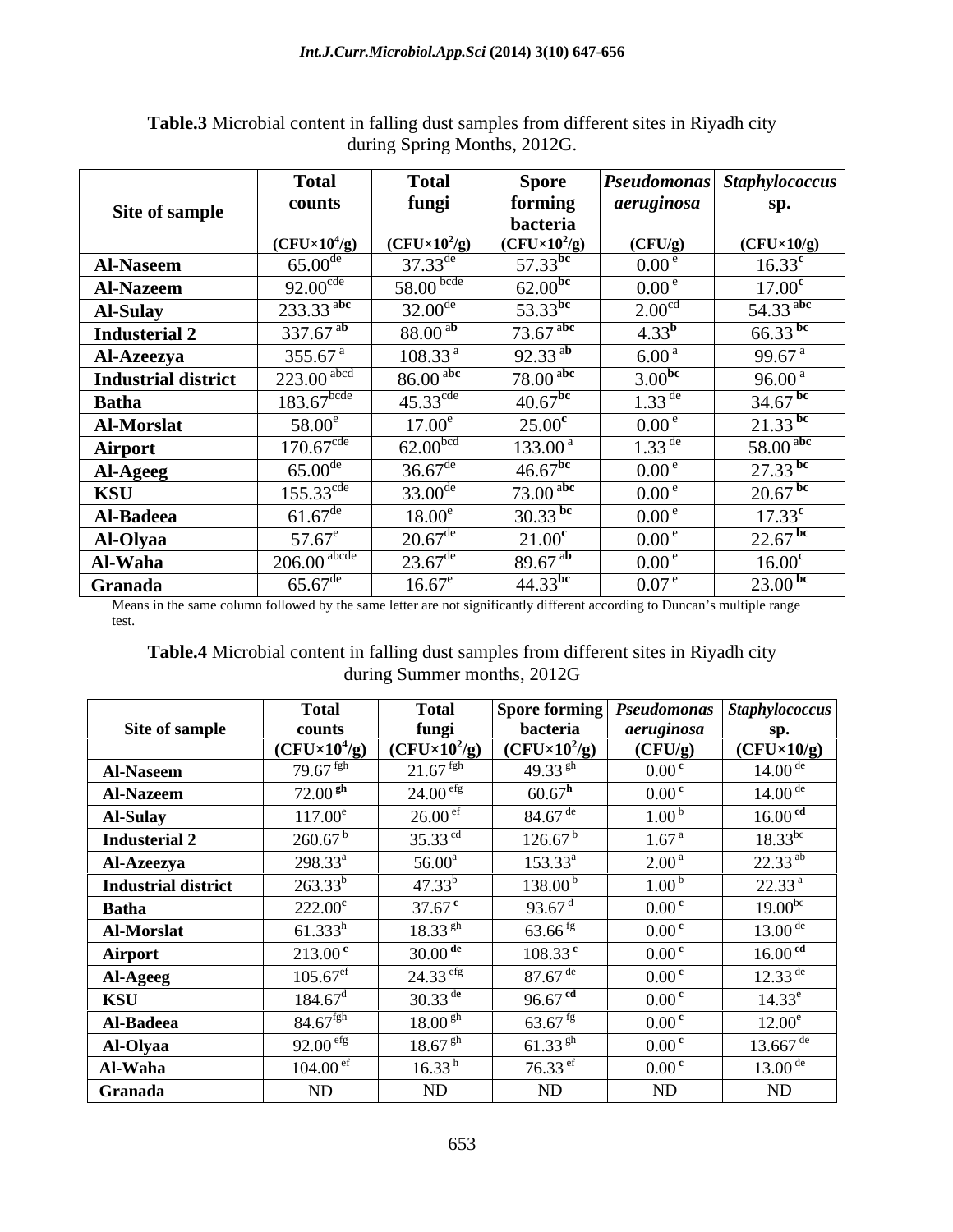**Table.3** Microbial content in falling dust samples from different sites in Riyadh city during Spring Months, 2012G.

| Site of sample | Total counts $(CFU \times 10^4/g)$ | Total fungi $(CFU \times 10^2/g)$ | Spore forming bacteria $(CFU \times 10^2/g)$ | *Pseudomonas aeruginosa* (CFU/g) | *Staphylococcus* sp. (CFU×10/g) |
|---|---|---|---|---|---|
| **Al-Naseem** | 65.00 [de] | 37.33 [de] | 57.33 [bc] | 0.00 [e] | 16.33 [c] |
| **Al-Nazeem** | 92.00 [cde] | 58.00 [bcde] | 62.00 [bc] | 0.00 [e] | 17.00 [c] |
| **Al-Sulay** | 233.33 [abc] | 32.00 [de] | 53.33 [bc] | 2.00 [cd] | 54.33 [abc] |
| **Industerial 2** | 337.67 [ab] | 88.00 [ab] | 73.67 [abc] | 4.33 [b] | 66.33 [bc] |
| **Al-Azeezya** | 355.67 [a] | 108.33 [a] | 92.33 [ab] | 6.00 [a] | 99.67 [a] |
| **Industrial district** | 223.00 [abcd] | 86.00 [abc] | 78.00 [abc] | 3.00 [bc] | 96.00 [a] |
| **Batha** | 183.67 [bcde] | 45.33 [cde] | 40.67 [bc] | 1.33 [de] | 34.67 [bc] |
| **Al-Morslat** | 58.00 [e] | 17.00 [e] | 25.00 [c] | 0.00 [e] | 21.33 [bc] |
| **Airport** | 170.67 [cde] | 62.00 [bcd] | 133.00 [a] | 1.33 [de] | 58.00 [abc] |
| **Al-Ageeg** | 65.00 [de] | 36.67 [de] | 46.67 [bc] | 0.00 [e] | 27.33 [bc] |
| **KSU** | 155.33 [cde] | 33.00 [de] | 73.00 [abc] | 0.00 [e] | 20.67 [bc] |
| **Al-Badeea** | 61.67 [de] | 18.00 [e] | 30.33 [bc] | 0.00 [e] | 17.33 [c] |
| **Al-Olyaa** | 57.67 [e] | 20.67 [de] | 21.00 [c] | 0.00 [e] | 22.67 [bc] |
| **Al-Waha** | 206.00 [abcde] | 23.67 [de] | 89.67 [ab] | 0.00 [e] | 16.00 [c] |
| **Granada** | 65.67 [de] | 16.67 [e] | 44.33 [bc] | 0.07 [e] | 23.00 [bc] |

Means in the same column followed by the same letter are not significantly different according to Duncan's multiple range test.

**Table.4** Microbial content in falling dust samples from different sites in Riyadh city during Summer months, 2012G

| Site of sample | Total counts $(CFU \times 10^4/g)$ | Total fungi $(CFU \times 10^2/g)$ | Spore forming bacteria $(CFU \times 10^2/g)$ | *Pseudomonas aeruginosa* (CFU/g) | *Staphylococcus* sp. (CFU×10/g) |
|---|---|---|---|---|---|
| **Al-Naseem** | 79.67 [fgh] | 21.67 [fgh] | 49.33 [gh] | 0.00 [c] | 14.00 [de] |
| **Al-Nazeem** | 72.00 [gh] | 24.00 [efg] | 60.67 [h] | 0.00 [c] | 14.00 [de] |
| **Al-Sulay** | 117.00 [e] | 26.00 [ef] | 84.67 [de] | 1.00 [b] | 16.00 [cd] |
| **Industerial 2** | 260.67 [b] | 35.33 [cd] | 126.67 [b] | 1.67 [a] | 18.33 [bc] |
| **Al-Azeezya** | 298.33 [a] | 56.00 [a] | 153.33 [a] | 2.00 [a] | 22.33 [ab] |
| **Industrial district** | 263.33 [b] | 47.33 [b] | 138.00 [b] | 1.00 [b] | 22.33 [a] |
| **Batha** | 222.00 [c] | 37.67 [c] | 93.67 [d] | 0.00 [c] | 19.00 [bc] |
| **Al-Morslat** | 61.333 [h] | 18.33 [gh] | 63.66 [fg] | 0.00 [c] | 13.00 [de] |
| **Airport** | 213.00 [c] | 30.00 [de] | 108.33 [c] | 0.00 [c] | 16.00 [cd] |
| **Al-Ageeg** | 105.67 [ef] | 24.33 [efg] | 87.67 [de] | 0.00 [c] | 12.33 [de] |
| **KSU** | 184.67 [d] | 30.33 [de] | 96.67 [cd] | 0.00 [c] | 14.33 [e] |
| **Al-Badeea** | 84.67 [fgh] | 18.00 [gh] | 63.67 [fg] | 0.00 [c] | 12.00 [e] |
| **Al-Olyaa** | 92.00 [efg] | 18.67 [gh] | 61.33 [gh] | 0.00 [c] | 13.667 [de] |
| **Al-Waha** | 104.00 [ef] | 16.33 [h] | 76.33 [ef] | 0.00 [c] | 13.00 [de] |
| **Granada** | ND | ND | ND | ND | ND |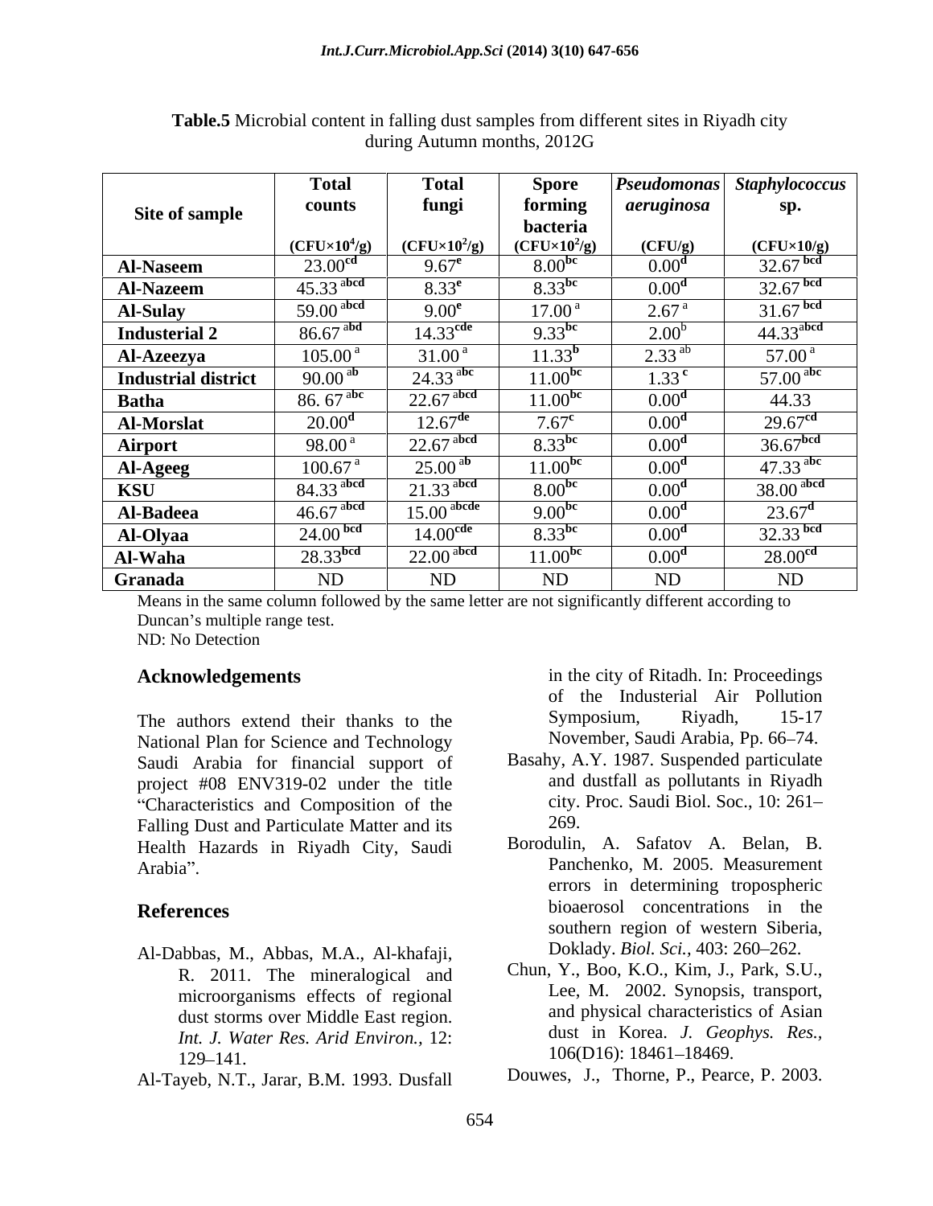**Table.5** Microbial content in falling dust samples from different sites in Riyadh city during Autumn months, 2012G

| Site of sample | Total counts ($CFU\times10^4$/g) | Total fungi ($CFU\times10^2$/g) | Spore forming bacteria ($CFU\times10^2$/g) | *Pseudomonas aeruginosa* (CFU/g) | *Staphylococcus* sp. (CFU×10/g) |
|---|---|---|---|---|---|
| Al-Naseem | 23.00 cd | 9.67 e | 8.00 bc | 0.00 d | 32.67 bcd |
| Al-Nazeem | 45.33 abcd | 8.33 e | 8.33 bc | 0.00 d | 32.67 bcd |
| Al-Sulay | 59.00 abcd | 9.00 e | 17.00 a | 2.67 a | 31.67 bcd |
| Industerial 2 | 86.67 abd | 14.33 cde | 9.33 bc | 2.00 b | 44.33 abcd |
| Al-Azeezya | 105.00 a | 31.00 a | 11.33 b | 2.33 ab | 57.00 a |
| Industrial district | 90.00 ab | 24.33 abc | 11.00 bc | 1.33 c | 57.00 abc |
| Batha | 86. 67 abc | 22.67 abcd | 11.00 bc | 0.00 d | 44.33 |
| Al-Morslat | 20.00 d | 12.67 de | 7.67 c | 0.00 d | 29.67 cd |
| Airport | 98.00 a | 22.67 abcd | 8.33 bc | 0.00 d | 36.67 bcd |
| Al-Ageeg | 100.67 a | 25.00 ab | 11.00 bc | 0.00 d | 47.33 abc |
| KSU | 84.33 abcd | 21.33 abcd | 8.00 bc | 0.00 d | 38.00 abcd |
| Al-Badeea | 46.67 abcd | 15.00 abcde | 9.00 bc | 0.00 d | 23.67 d |
| Al-Olyaa | 24.00 bcd | 14.00 cde | 8.33 bc | 0.00 d | 32.33 bcd |
| Al-Waha | 28.33 bcd | 22.00 abcd | 11.00 bc | 0.00 d | 28.00 cd |
| Granada | ND | ND | ND | ND | ND |

Means in the same column followed by the same letter are not significantly different according to Duncan's multiple range test.
ND: No Detection

## Acknowledgements

The authors extend their thanks to the National Plan for Science and Technology Saudi Arabia for financial support of project #08 ENV319-02 under the title "Characteristics and Composition of the Falling Dust and Particulate Matter and its Health Hazards in Riyadh City, Saudi Arabia".

## References

Al-Dabbas, M., Abbas, M.A., Al-khafaji, R. 2011. The mineralogical and microorganisms effects of regional dust storms over Middle East region. *Int. J. Water Res. Arid Environ.,* 12: 129–141.

Al-Tayeb, N.T., Jarar, B.M. 1993. Dusfall in the city of Ritadh. In: Proceedings of the Industerial Air Pollution Symposium, Riyadh, 15-17 November, Saudi Arabia, Pp. 66–74.

Basahy, A.Y. 1987. Suspended particulate and dustfall as pollutants in Riyadh city. Proc. Saudi Biol. Soc., 10: 261–269.

Borodulin, A. Safatov A. Belan, B. Panchenko, M. 2005. Measurement errors in determining tropospheric bioaerosol concentrations in the southern region of western Siberia, Doklady. *Biol. Sci.,* 403: 260–262.

Chun, Y., Boo, K.O., Kim, J., Park, S.U., Lee, M. 2002. Synopsis, transport, and physical characteristics of Asian dust in Korea. *J. Geophys. Res.,* 106(D16): 18461–18469.

Douwes, J., Thorne, P., Pearce, P. 2003.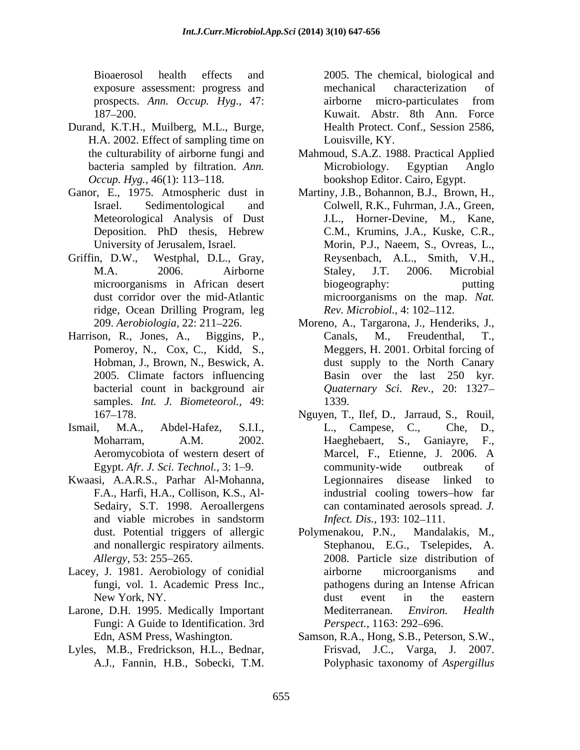Bioaerosol health effects and exposure assessment: progress and prospects. *Ann. Occup. Hyg.,* 47: 187–200.

Durand, K.T.H., Muilberg, M.L., Burge, H.A. 2002. Effect of sampling time on the culturability of airborne fungi and bacteria sampled by filtration. *Ann. Occup. Hyg.,* 46(1): 113–118.

Ganor, E., 1975. Atmospheric dust in Israel. Sedimentological and Meteorological Analysis of Dust Deposition. PhD thesis, Hebrew University of Jerusalem, Israel.

Griffin, D.W., Westphal, D.L., Gray, M.A. 2006. Airborne microorganisms in African desert dust corridor over the mid-Atlantic ridge, Ocean Drilling Program, leg 209. *Aerobiologia,* 22: 211–226.

Harrison, R., Jones, A., Biggins, P., Pomeroy, N., Cox, C., Kidd, S., Hobman, J., Brown, N., Beswick, A. 2005. Climate factors influencing bacterial count in background air samples. *Int. J. Biometeorol.,* 49: 167–178.

Ismail, M.A., Abdel-Hafez, S.I.I., Moharram, A.M. 2002. Aeromycobiota of western desert of Egypt. *Afr. J. Sci. Technol.,* 3: 1–9.

Kwaasi, A.A.R.S., Parhar Al-Mohanna, F.A., Harfi, H.A., Collison, K.S., Al-Sedairy, S.T. 1998. Aeroallergens and viable microbes in sandstorm dust. Potential triggers of allergic and nonallergic respiratory ailments. *Allergy,* 53: 255–265.

Lacey, J. 1981. Aerobiology of conidial fungi, vol. 1. Academic Press Inc., New York, NY.

Larone, D.H. 1995. Medically Important Fungi: A Guide to Identification. 3rd Edn, ASM Press, Washington.

Lyles, M.B., Fredrickson, H.L., Bednar, A.J., Fannin, H.B., Sobecki, T.M. 2005. The chemical, biological and mechanical characterization of airborne micro-particulates from Kuwait. Abstr. 8th Ann. Force Health Protect. Conf., Session 2586, Louisville, KY.

Mahmoud, S.A.Z. 1988. Practical Applied Microbiology. Egyptian Anglo bookshop Editor. Cairo, Egypt.

Martiny, J.B., Bohannon, B.J., Brown, H., Colwell, R.K., Fuhrman, J.A., Green, J.L., Horner-Devine, M., Kane, C.M., Krumins, J.A., Kuske, C.R., Morin, P.J., Naeem, S., Ovreas, L., Reysenbach, A.L., Smith, V.H., Staley, J.T. 2006. Microbial biogeography: putting microorganisms on the map. *Nat. Rev. Microbiol.,* 4: 102–112.

Moreno, A., Targarona, J., Henderiks, J., Canals, M., Freudenthal, T., Meggers, H. 2001. Orbital forcing of dust supply to the North Canary Basin over the last 250 kyr. *Quaternary Sci. Rev.,* 20: 1327–1339.

Nguyen, T., Ilef, D., Jarraud, S., Rouil, L., Campese, C., Che, D., Haeghebaert, S., Ganiayre, F., Marcel, F., Etienne, J. 2006. A community-wide outbreak of Legionnaires disease linked to industrial cooling towers–how far can contaminated aerosols spread. *J. Infect. Dis.,* 193: 102–111.

Polymenakou, P.N., Mandalakis, M., Stephanou, E.G., Tselepides, A. 2008. Particle size distribution of airborne microorganisms and pathogens during an Intense African dust event in the eastern Mediterranean. *Environ. Health Perspect.,* 1163: 292–696.

Samson, R.A., Hong, S.B., Peterson, S.W., Frisvad, J.C., Varga, J. 2007. Polyphasic taxonomy of *Aspergillus*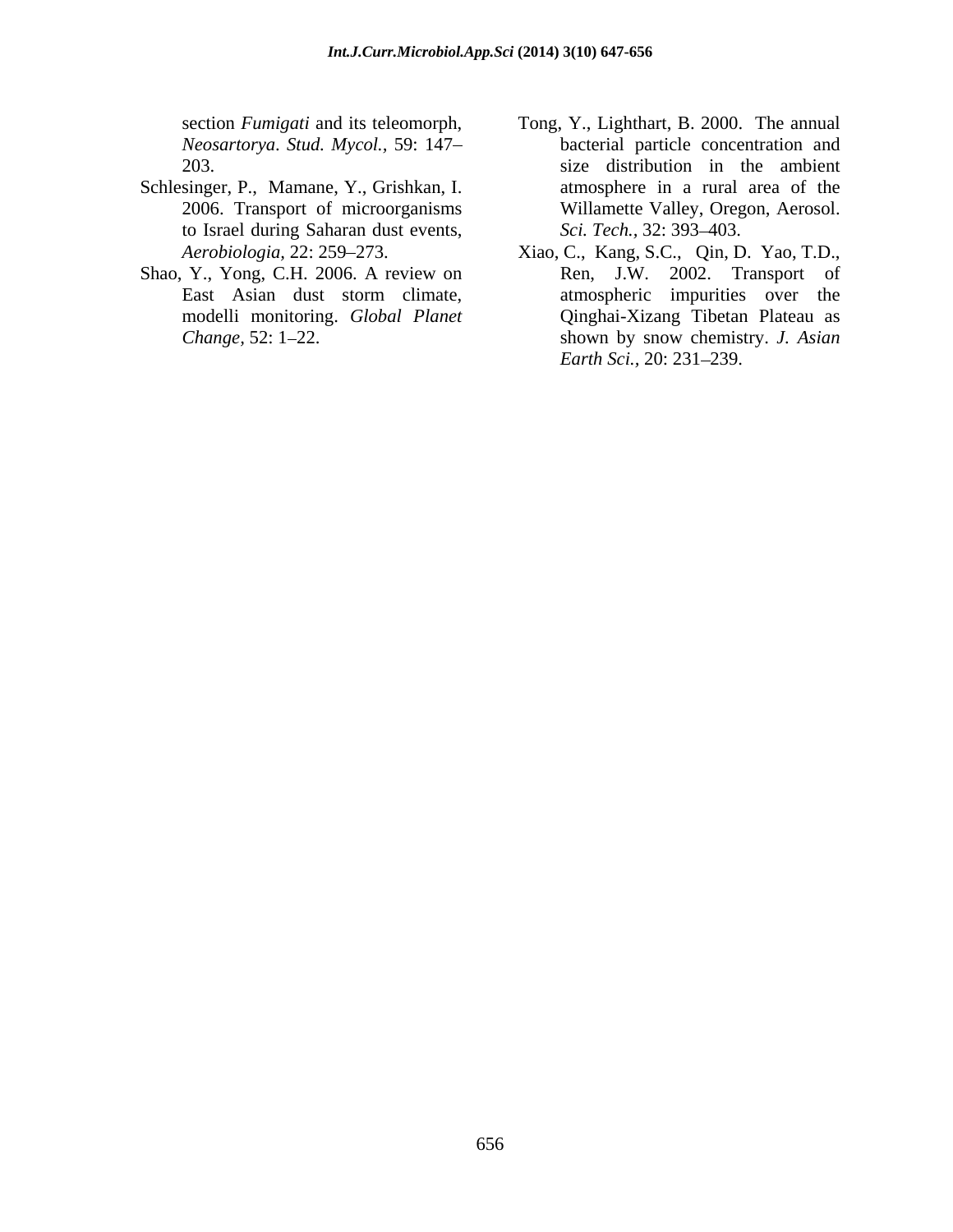section *Fumigati* and its teleomorph, *Neosartorya*. *Stud. Mycol.,* 59: 147–203.

Schlesinger, P., Mamane, Y., Grishkan, I. 2006. Transport of microorganisms to Israel during Saharan dust events, *Aerobiologia,* 22: 259–273.

Shao, Y., Yong, C.H. 2006. A review on East Asian dust storm climate, modelli monitoring. *Global Planet Change,* 52: 1–22.

Tong, Y., Lighthart, B. 2000. The annual bacterial particle concentration and size distribution in the ambient atmosphere in a rural area of the Willamette Valley, Oregon, Aerosol. *Sci. Tech.,* 32: 393–403.

Xiao, C., Kang, S.C., Qin, D. Yao, T.D., Ren, J.W. 2002. Transport of atmospheric impurities over the Qinghai-Xizang Tibetan Plateau as shown by snow chemistry. *J. Asian Earth Sci.,* 20: 231–239.